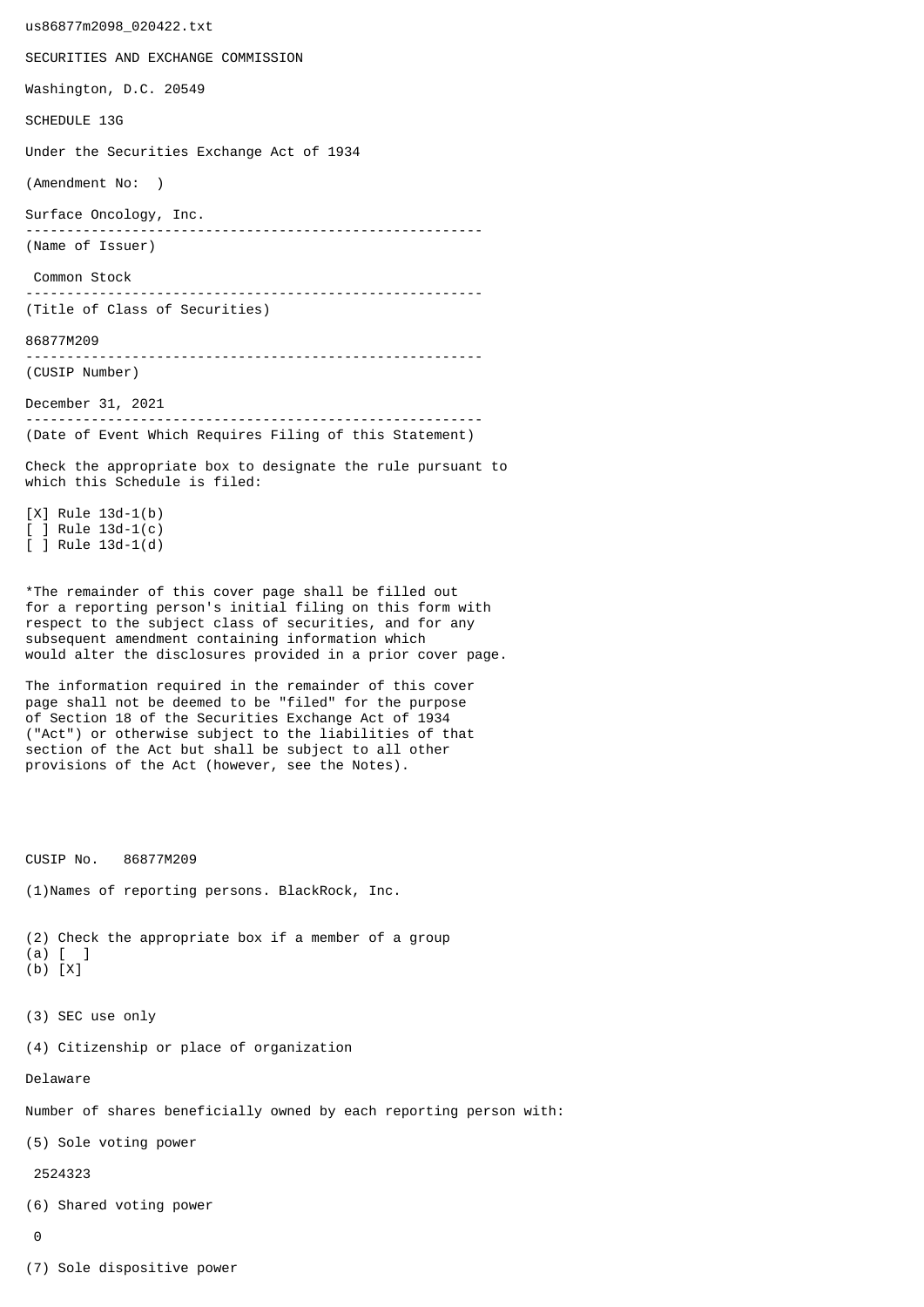us86877m2098_020422.txt

SECURITIES AND EXCHANGE COMMISSION

Washington, D.C. 20549

SCHEDULE 13G

Under the Securities Exchange Act of 1934

(Amendment No: )

Surface Oncology, Inc.

--------------------------------------------------------

(Name of Issuer)

Common Stock

--------------------------------------------------------

(Title of Class of Securities)

86877M209

--------------------------------------------------------

(CUSIP Number)

December 31, 2021

--------------------------------------------------------

(Date of Event Which Requires Filing of this Statement)

Check the appropriate box to designate the rule pursuant to which this Schedule is filed:

[X] Rule 13d-1(b)
[ ] Rule 13d-1(c)
[ ] Rule 13d-1(d)

*The remainder of this cover page shall be filled out for a reporting person's initial filing on this form with respect to the subject class of securities, and for any subsequent amendment containing information which would alter the disclosures provided in a prior cover page.

The information required in the remainder of this cover page shall not be deemed to be "filed" for the purpose of Section 18 of the Securities Exchange Act of 1934 ("Act") or otherwise subject to the liabilities of that section of the Act but shall be subject to all other provisions of the Act (however, see the Notes).

CUSIP No. 86877M209

(1)Names of reporting persons. BlackRock, Inc.

(2) Check the appropriate box if a member of a group
(a) [ ]
(b) [X]

(3) SEC use only

(4) Citizenship or place of organization

Delaware

Number of shares beneficially owned by each reporting person with:

(5) Sole voting power

2524323

(6) Shared voting power

0

(7) Sole dispositive power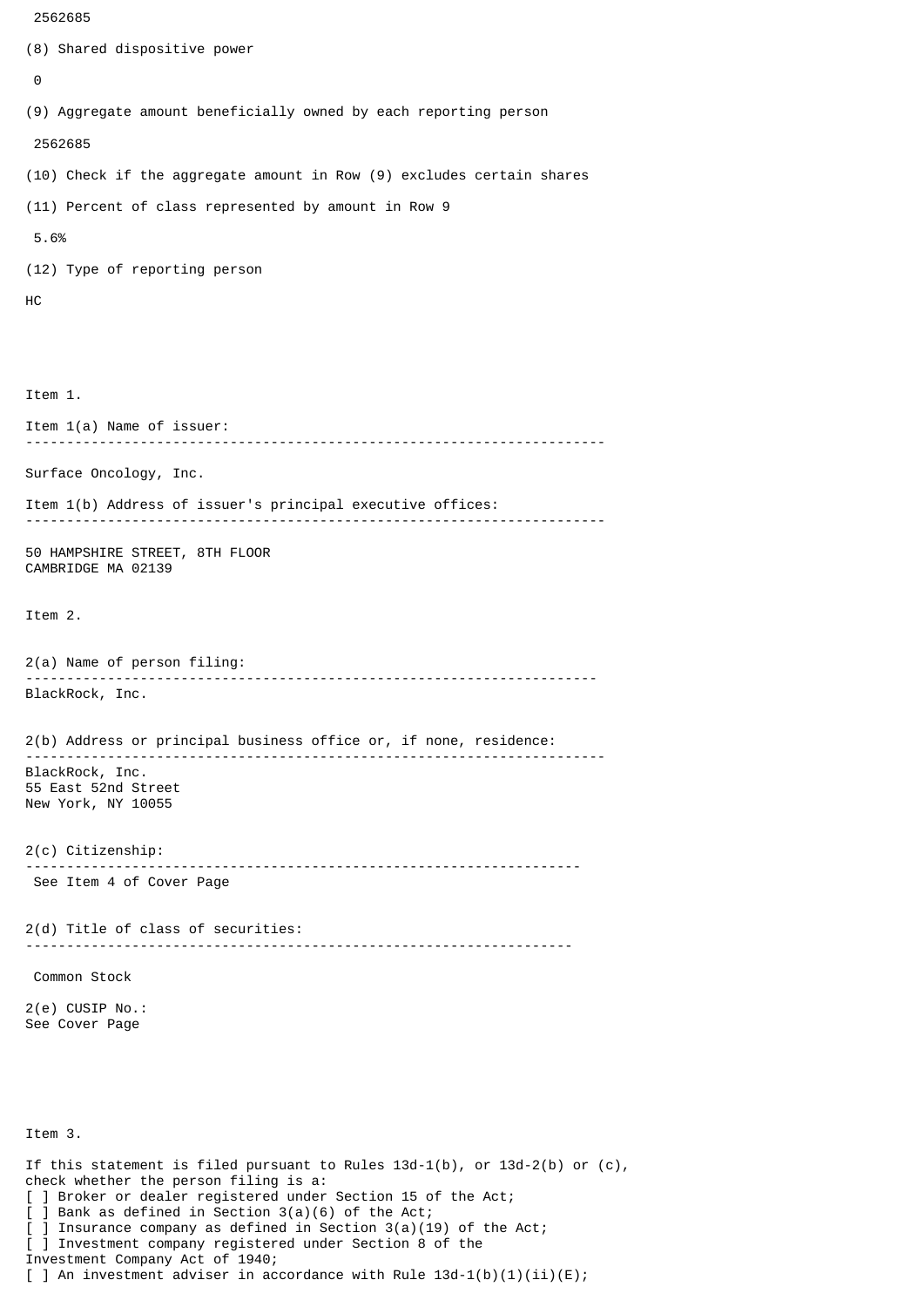2562685

(8) Shared dispositive power

0

(9) Aggregate amount beneficially owned by each reporting person

2562685

(10) Check if the aggregate amount in Row (9) excludes certain shares

(11) Percent of class represented by amount in Row 9

5.6%

(12) Type of reporting person

HC

Item 1.

Item 1(a) Name of issuer:

---

Surface Oncology, Inc.

Item 1(b) Address of issuer's principal executive offices:

---

50 HAMPSHIRE STREET, 8TH FLOOR
CAMBRIDGE MA 02139

Item 2.

2(a) Name of person filing:

---

BlackRock, Inc.

2(b) Address or principal business office or, if none, residence:

---

BlackRock, Inc.
55 East 52nd Street
New York, NY 10055

2(c) Citizenship:

---

See Item 4 of Cover Page

2(d) Title of class of securities:

---

Common Stock

2(e) CUSIP No.:
See Cover Page

Item 3.

If this statement is filed pursuant to Rules 13d-1(b), or 13d-2(b) or (c), check whether the person filing is a:
[ ] Broker or dealer registered under Section 15 of the Act;
[ ] Bank as defined in Section 3(a)(6) of the Act;
[ ] Insurance company as defined in Section 3(a)(19) of the Act;
[ ] Investment company registered under Section 8 of the Investment Company Act of 1940;
[ ] An investment adviser in accordance with Rule 13d-1(b)(1)(ii)(E);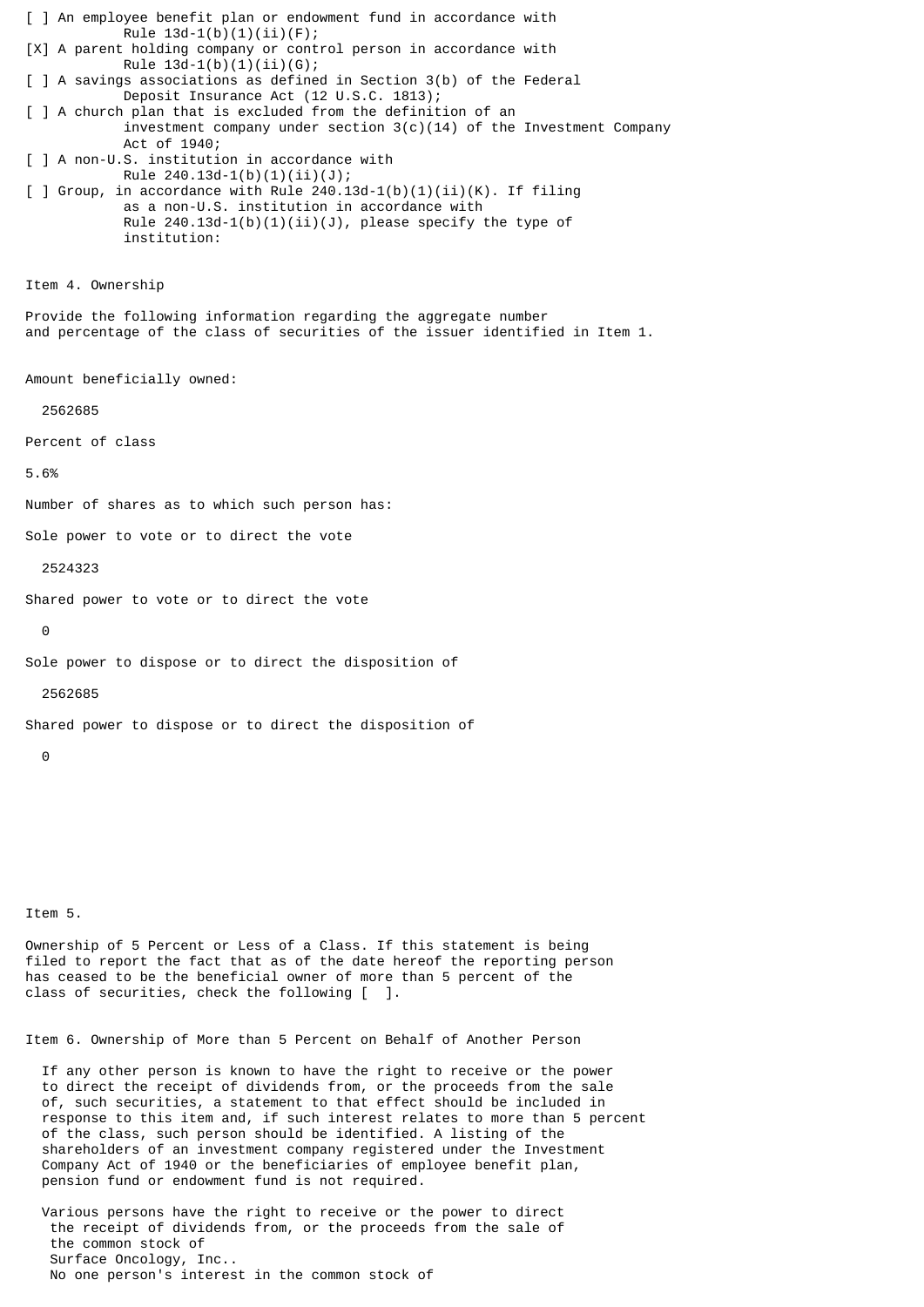[ ] An employee benefit plan or endowment fund in accordance with Rule 13d-1(b)(1)(ii)(F);

[X] A parent holding company or control person in accordance with Rule 13d-1(b)(1)(ii)(G);

[ ] A savings associations as defined in Section 3(b) of the Federal Deposit Insurance Act (12 U.S.C. 1813);

[ ] A church plan that is excluded from the definition of an investment company under section 3(c)(14) of the Investment Company Act of 1940;

[ ] A non-U.S. institution in accordance with Rule 240.13d-1(b)(1)(ii)(J);

[ ] Group, in accordance with Rule 240.13d-1(b)(1)(ii)(K). If filing as a non-U.S. institution in accordance with Rule 240.13d-1(b)(1)(ii)(J), please specify the type of institution:

Item 4. Ownership

Provide the following information regarding the aggregate number and percentage of the class of securities of the issuer identified in Item 1.

Amount beneficially owned:

2562685

Percent of class

5.6%

Number of shares as to which such person has:

Sole power to vote or to direct the vote

2524323

Shared power to vote or to direct the vote

0

Sole power to dispose or to direct the disposition of

2562685

Shared power to dispose or to direct the disposition of

0

Item 5.

Ownership of 5 Percent or Less of a Class. If this statement is being filed to report the fact that as of the date hereof the reporting person has ceased to be the beneficial owner of more than 5 percent of the class of securities, check the following [ ].

Item 6. Ownership of More than 5 Percent on Behalf of Another Person

If any other person is known to have the right to receive or the power to direct the receipt of dividends from, or the proceeds from the sale of, such securities, a statement to that effect should be included in response to this item and, if such interest relates to more than 5 percent of the class, such person should be identified. A listing of the shareholders of an investment company registered under the Investment Company Act of 1940 or the beneficiaries of employee benefit plan, pension fund or endowment fund is not required.

Various persons have the right to receive or the power to direct the receipt of dividends from, or the proceeds from the sale of the common stock of Surface Oncology, Inc.. No one person's interest in the common stock of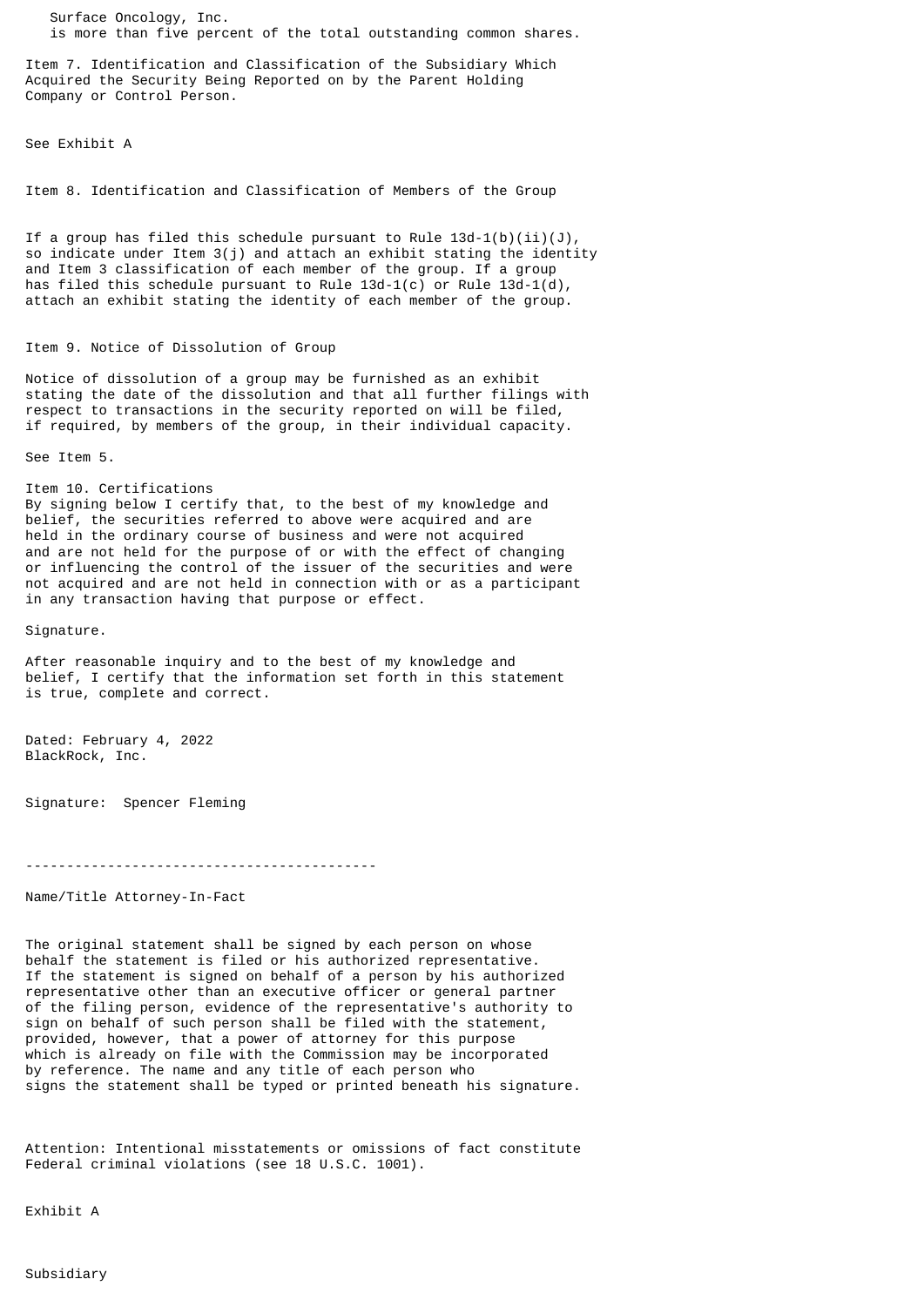Surface Oncology, Inc.
is more than five percent of the total outstanding common shares.

Item 7. Identification and Classification of the Subsidiary Which Acquired the Security Being Reported on by the Parent Holding Company or Control Person.

See Exhibit A

Item 8. Identification and Classification of Members of the Group

If a group has filed this schedule pursuant to Rule 13d-1(b)(ii)(J), so indicate under Item 3(j) and attach an exhibit stating the identity and Item 3 classification of each member of the group. If a group has filed this schedule pursuant to Rule 13d-1(c) or Rule 13d-1(d), attach an exhibit stating the identity of each member of the group.

Item 9. Notice of Dissolution of Group

Notice of dissolution of a group may be furnished as an exhibit stating the date of the dissolution and that all further filings with respect to transactions in the security reported on will be filed, if required, by members of the group, in their individual capacity.

See Item 5.

Item 10. Certifications
By signing below I certify that, to the best of my knowledge and belief, the securities referred to above were acquired and are held in the ordinary course of business and were not acquired and are not held for the purpose of or with the effect of changing or influencing the control of the issuer of the securities and were not acquired and are not held in connection with or as a participant in any transaction having that purpose or effect.

Signature.

After reasonable inquiry and to the best of my knowledge and belief, I certify that the information set forth in this statement is true, complete and correct.

Dated: February 4, 2022
BlackRock, Inc.

Signature: Spencer Fleming

-------------------------------------------

Name/Title Attorney-In-Fact

The original statement shall be signed by each person on whose behalf the statement is filed or his authorized representative. If the statement is signed on behalf of a person by his authorized representative other than an executive officer or general partner of the filing person, evidence of the representative's authority to sign on behalf of such person shall be filed with the statement, provided, however, that a power of attorney for this purpose which is already on file with the Commission may be incorporated by reference. The name and any title of each person who signs the statement shall be typed or printed beneath his signature.

Attention: Intentional misstatements or omissions of fact constitute Federal criminal violations (see 18 U.S.C. 1001).

Exhibit A

Subsidiary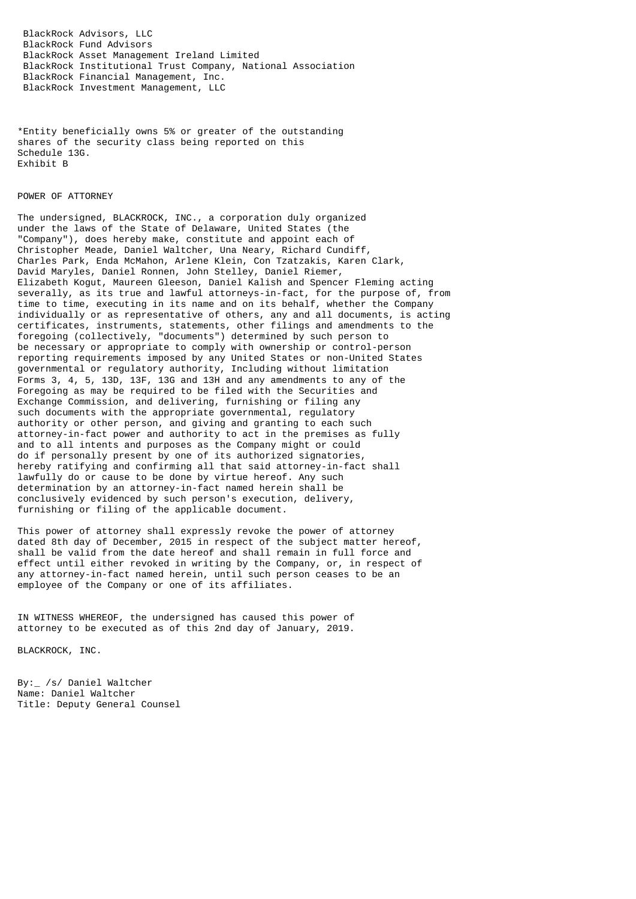BlackRock Advisors, LLC
BlackRock Fund Advisors
BlackRock Asset Management Ireland Limited
BlackRock Institutional Trust Company, National Association
BlackRock Financial Management, Inc.
BlackRock Investment Management, LLC

*Entity beneficially owns 5% or greater of the outstanding shares of the security class being reported on this Schedule 13G.

Exhibit B

POWER OF ATTORNEY

The undersigned, BLACKROCK, INC., a corporation duly organized under the laws of the State of Delaware, United States (the "Company"), does hereby make, constitute and appoint each of Christopher Meade, Daniel Waltcher, Una Neary, Richard Cundiff, Charles Park, Enda McMahon, Arlene Klein, Con Tzatzakis, Karen Clark, David Maryles, Daniel Ronnen, John Stelley, Daniel Riemer, Elizabeth Kogut, Maureen Gleeson, Daniel Kalish and Spencer Fleming acting severally, as its true and lawful attorneys-in-fact, for the purpose of, from time to time, executing in its name and on its behalf, whether the Company individually or as representative of others, any and all documents, is acting certificates, instruments, statements, other filings and amendments to the foregoing (collectively, "documents") determined by such person to be necessary or appropriate to comply with ownership or control-person reporting requirements imposed by any United States or non-United States governmental or regulatory authority, Including without limitation Forms 3, 4, 5, 13D, 13F, 13G and 13H and any amendments to any of the Foregoing as may be required to be filed with the Securities and Exchange Commission, and delivering, furnishing or filing any such documents with the appropriate governmental, regulatory authority or other person, and giving and granting to each such attorney-in-fact power and authority to act in the premises as fully and to all intents and purposes as the Company might or could do if personally present by one of its authorized signatories, hereby ratifying and confirming all that said attorney-in-fact shall lawfully do or cause to be done by virtue hereof. Any such determination by an attorney-in-fact named herein shall be conclusively evidenced by such person's execution, delivery, furnishing or filing of the applicable document.

This power of attorney shall expressly revoke the power of attorney dated 8th day of December, 2015 in respect of the subject matter hereof, shall be valid from the date hereof and shall remain in full force and effect until either revoked in writing by the Company, or, in respect of any attorney-in-fact named herein, until such person ceases to be an employee of the Company or one of its affiliates.

IN WITNESS WHEREOF, the undersigned has caused this power of attorney to be executed as of this 2nd day of January, 2019.

BLACKROCK, INC.

By:_ /s/ Daniel Waltcher
Name: Daniel Waltcher
Title: Deputy General Counsel